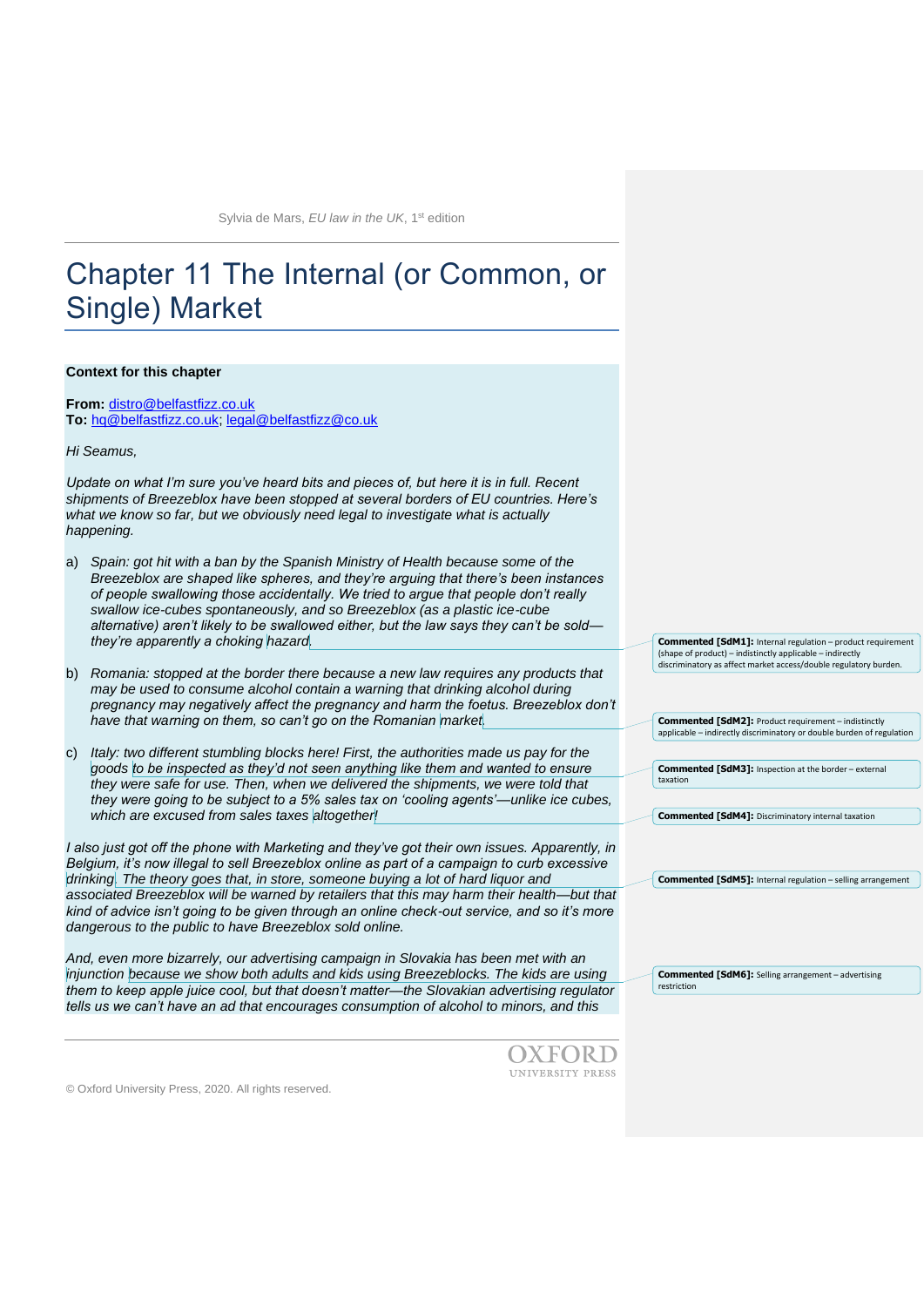# Chapter 11 The Internal (or Common, or Single) Market

**Context for this chapter**

**From:** distro@belfastfizz.co.uk
**To:** hq@belfastfizz.co.uk; legal@belfastfizz@co.uk

*Hi Seamus,*

*Update on what I'm sure you've heard bits and pieces of, but here it is in full. Recent shipments of Breezeblox have been stopped at several borders of EU countries. Here's what we know so far, but we obviously need legal to investigate what is actually happening.*

a) *Spain: got hit with a ban by the Spanish Ministry of Health because some of the Breezeblox are shaped like spheres, and they're arguing that there's been instances of people swallowing those accidentally. We tried to argue that people don't really swallow ice-cubes spontaneously, and so Breezeblox (as a plastic ice-cube alternative) aren't likely to be swallowed either, but the law says they can't be sold—they're apparently a choking hazard.*

b) *Romania: stopped at the border there because a new law requires any products that may be used to consume alcohol contain a warning that drinking alcohol during pregnancy may negatively affect the pregnancy and harm the foetus. Breezeblox don't have that warning on them, so can't go on the Romanian market.*

c) *Italy: two different stumbling blocks here! First, the authorities made us pay for the goods to be inspected as they'd not seen anything like them and wanted to ensure they were safe for use. Then, when we delivered the shipments, we were told that they were going to be subject to a 5% sales tax on 'cooling agents'—unlike ice cubes, which are excused from sales taxes altogether!*

*I also just got off the phone with Marketing and they've got their own issues. Apparently, in Belgium, it's now illegal to sell Breezeblox online as part of a campaign to curb excessive drinking. The theory goes that, in store, someone buying a lot of hard liquor and associated Breezeblox will be warned by retailers that this may harm their health—but that kind of advice isn't going to be given through an online check-out service, and so it's more dangerous to the public to have Breezeblox sold online.*

*And, even more bizarrely, our advertising campaign in Slovakia has been met with an injunction because we show both adults and kids using Breezeblocks. The kids are using them to keep apple juice cool, but that doesn't matter—the Slovakian advertising regulator tells us we can't have an ad that encourages consumption of alcohol to minors, and this*

**Commented [SdM1]:** Internal regulation – product requirement (shape of product) – indistinctly applicable – indirectly discriminatory as affect market access/double regulatory burden.

**Commented [SdM2]:** Product requirement – indistinctly applicable – indirectly discriminatory or double burden of regulation

**Commented [SdM3]:** Inspection at the border – external taxation

**Commented [SdM4]:** Discriminatory internal taxation

**Commented [SdM5]:** Internal regulation – selling arrangement

**Commented [SdM6]:** Selling arrangement – advertising restriction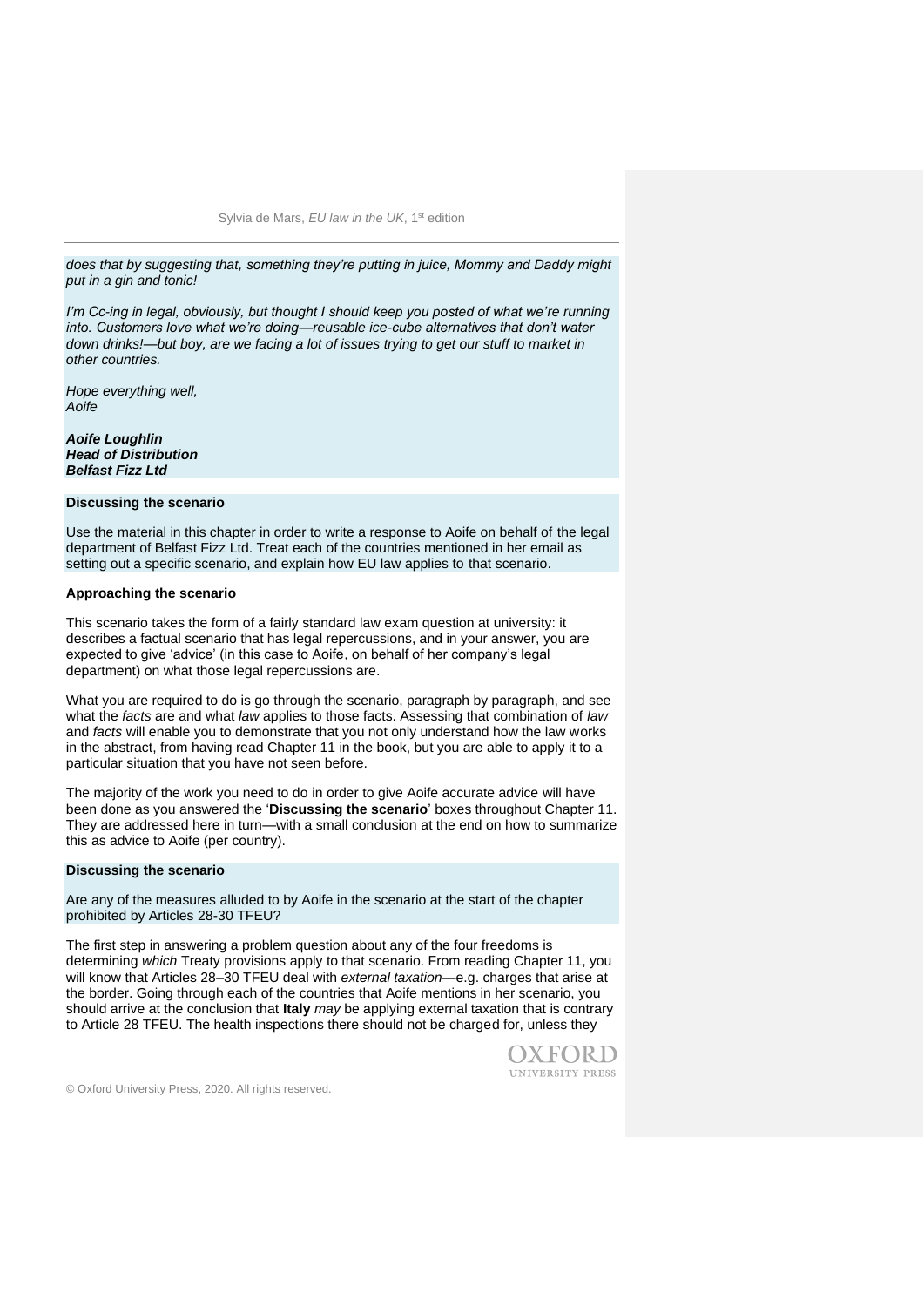*does that by suggesting that, something they're putting in juice, Mommy and Daddy might put in a gin and tonic!*

*I'm Cc-ing in legal, obviously, but thought I should keep you posted of what we're running into. Customers love what we're doing—reusable ice-cube alternatives that don't water down drinks!—but boy, are we facing a lot of issues trying to get our stuff to market in other countries.*

*Hope everything well,*
*Aoife*

***Aoife Loughlin***
***Head of Distribution***
***Belfast Fizz Ltd***

**Discussing the scenario**

Use the material in this chapter in order to write a response to Aoife on behalf of the legal department of Belfast Fizz Ltd. Treat each of the countries mentioned in her email as setting out a specific scenario, and explain how EU law applies to that scenario.

**Approaching the scenario**

This scenario takes the form of a fairly standard law exam question at university: it describes a factual scenario that has legal repercussions, and in your answer, you are expected to give 'advice' (in this case to Aoife, on behalf of her company's legal department) on what those legal repercussions are.

What you are required to do is go through the scenario, paragraph by paragraph, and see what the *facts* are and what *law* applies to those facts. Assessing that combination of *law* and *facts* will enable you to demonstrate that you not only understand how the law works in the abstract, from having read Chapter 11 in the book, but you are able to apply it to a particular situation that you have not seen before.

The majority of the work you need to do in order to give Aoife accurate advice will have been done as you answered the '**Discussing the scenario**' boxes throughout Chapter 11. They are addressed here in turn—with a small conclusion at the end on how to summarize this as advice to Aoife (per country).

**Discussing the scenario**

Are any of the measures alluded to by Aoife in the scenario at the start of the chapter prohibited by Articles 28-30 TFEU?

The first step in answering a problem question about any of the four freedoms is determining *which* Treaty provisions apply to that scenario. From reading Chapter 11, you will know that Articles 28–30 TFEU deal with *external taxation*—e.g. charges that arise at the border. Going through each of the countries that Aoife mentions in her scenario, you should arrive at the conclusion that **Italy** *may* be applying external taxation that is contrary to Article 28 TFEU. The health inspections there should not be charged for, unless they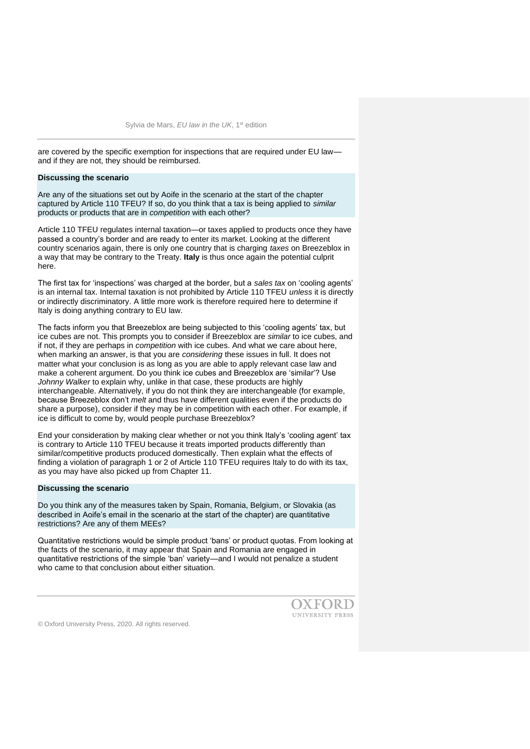are covered by the specific exemption for inspections that are required under EU law—and if they are not, they should be reimbursed.

**Discussing the scenario**

Are any of the situations set out by Aoife in the scenario at the start of the chapter captured by Article 110 TFEU? If so, do you think that a tax is being applied to *similar* products or products that are in *competition* with each other?

Article 110 TFEU regulates internal taxation—or taxes applied to products once they have passed a country's border and are ready to enter its market. Looking at the different country scenarios again, there is only one country that is charging *taxes* on Breezeblox in a way that may be contrary to the Treaty. **Italy** is thus once again the potential culprit here.

The first tax for 'inspections' was charged at the border, but a *sales tax* on 'cooling agents' is an internal tax. Internal taxation is not prohibited by Article 110 TFEU *unless* it is directly or indirectly discriminatory. A little more work is therefore required here to determine if Italy is doing anything contrary to EU law.

The facts inform you that Breezeblox are being subjected to this 'cooling agents' tax, but ice cubes are not. This prompts you to consider if Breezeblox are *similar* to ice cubes, and if not, if they are perhaps in *competition* with ice cubes. And what we care about here, when marking an answer, is that you are *considering* these issues in full. It does not matter what your conclusion is as long as you are able to apply relevant case law and make a coherent argument. Do you think ice cubes and Breezeblox are 'similar'? Use *Johnny Walker* to explain why, unlike in that case, these products are highly interchangeable. Alternatively, if you do not think they are interchangeable (for example, because Breezeblox don't *melt* and thus have different qualities even if the products do share a purpose), consider if they may be in competition with each other. For example, if ice is difficult to come by, would people purchase Breezeblox?

End your consideration by making clear whether or not you think Italy's 'cooling agent' tax is contrary to Article 110 TFEU because it treats imported products differently than similar/competitive products produced domestically. Then explain what the effects of finding a violation of paragraph 1 or 2 of Article 110 TFEU requires Italy to do with its tax, as you may have also picked up from Chapter 11.

**Discussing the scenario**

Do you think any of the measures taken by Spain, Romania, Belgium, or Slovakia (as described in Aoife's email in the scenario at the start of the chapter) are quantitative restrictions? Are any of them MEEs?

Quantitative restrictions would be simple product 'bans' or product quotas. From looking at the facts of the scenario, it may appear that Spain and Romania are engaged in quantitative restrictions of the simple 'ban' variety—and I would not penalize a student who came to that conclusion about either situation.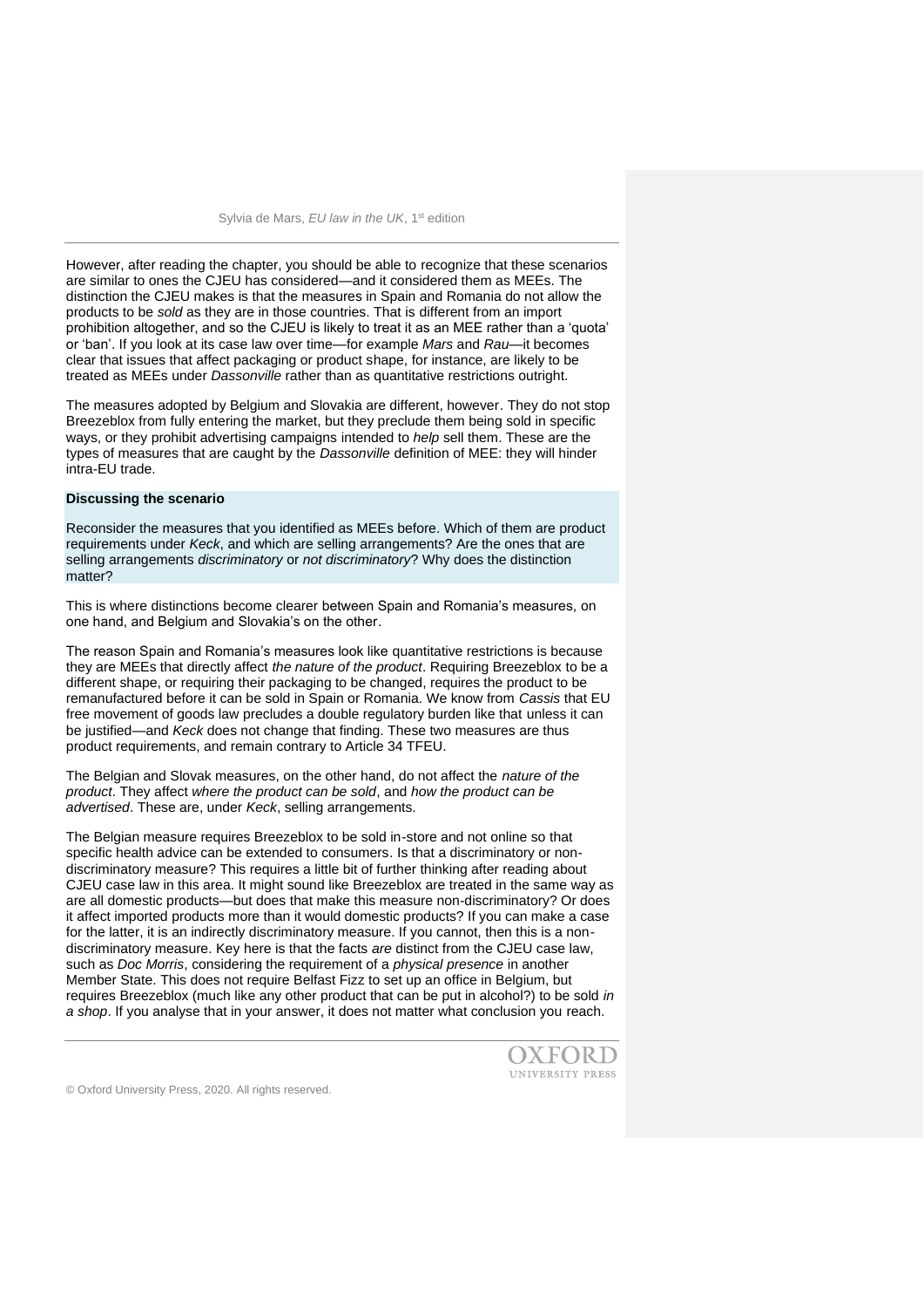However, after reading the chapter, you should be able to recognize that these scenarios are similar to ones the CJEU has considered—and it considered them as MEEs. The distinction the CJEU makes is that the measures in Spain and Romania do not allow the products to be *sold* as they are in those countries. That is different from an import prohibition altogether, and so the CJEU is likely to treat it as an MEE rather than a 'quota' or 'ban'. If you look at its case law over time—for example *Mars* and *Rau*—it becomes clear that issues that affect packaging or product shape, for instance, are likely to be treated as MEEs under *Dassonville* rather than as quantitative restrictions outright.

The measures adopted by Belgium and Slovakia are different, however. They do not stop Breezeblox from fully entering the market, but they preclude them being sold in specific ways, or they prohibit advertising campaigns intended to *help* sell them. These are the types of measures that are caught by the *Dassonville* definition of MEE: they will hinder intra-EU trade.

**Discussing the scenario**

Reconsider the measures that you identified as MEEs before. Which of them are product requirements under *Keck*, and which are selling arrangements? Are the ones that are selling arrangements *discriminatory* or *not discriminatory*? Why does the distinction matter?

This is where distinctions become clearer between Spain and Romania's measures, on one hand, and Belgium and Slovakia's on the other.

The reason Spain and Romania's measures look like quantitative restrictions is because they are MEEs that directly affect *the nature of the product*. Requiring Breezeblox to be a different shape, or requiring their packaging to be changed, requires the product to be remanufactured before it can be sold in Spain or Romania. We know from *Cassis* that EU free movement of goods law precludes a double regulatory burden like that unless it can be justified—and *Keck* does not change that finding. These two measures are thus product requirements, and remain contrary to Article 34 TFEU.

The Belgian and Slovak measures, on the other hand, do not affect the *nature of the product*. They affect *where the product can be sold*, and *how the product can be advertised*. These are, under *Keck*, selling arrangements.

The Belgian measure requires Breezeblox to be sold in-store and not online so that specific health advice can be extended to consumers. Is that a discriminatory or non-discriminatory measure? This requires a little bit of further thinking after reading about CJEU case law in this area. It might sound like Breezeblox are treated in the same way as are all domestic products—but does that make this measure non-discriminatory? Or does it affect imported products more than it would domestic products? If you can make a case for the latter, it is an indirectly discriminatory measure. If you cannot, then this is a non-discriminatory measure. Key here is that the facts *are* distinct from the CJEU case law, such as *Doc Morris*, considering the requirement of a *physical presence* in another Member State. This does not require Belfast Fizz to set up an office in Belgium, but requires Breezeblox (much like any other product that can be put in alcohol?) to be sold *in a shop*. If you analyse that in your answer, it does not matter what conclusion you reach.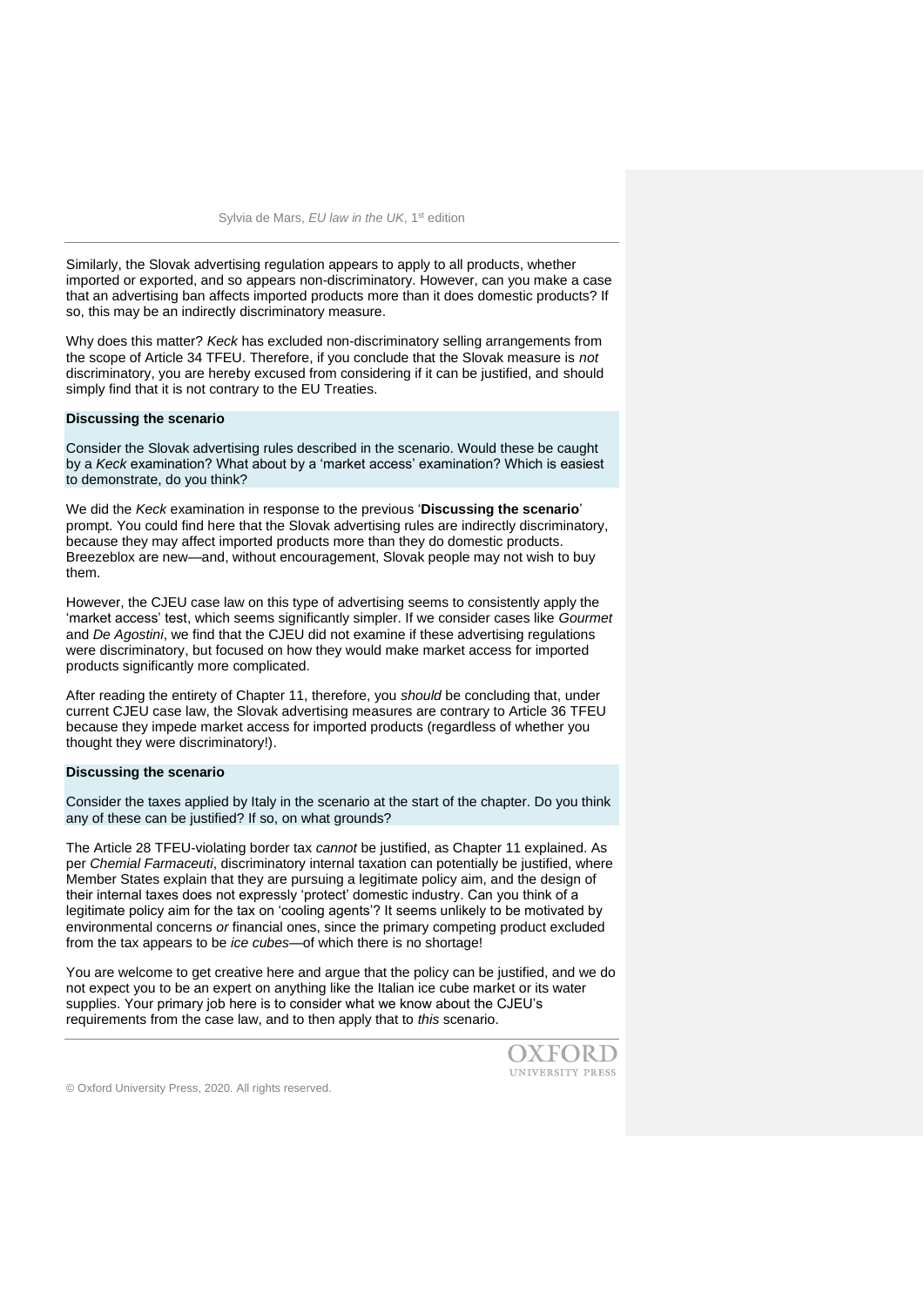Similarly, the Slovak advertising regulation appears to apply to all products, whether imported or exported, and so appears non-discriminatory. However, can you make a case that an advertising ban affects imported products more than it does domestic products? If so, this may be an indirectly discriminatory measure.

Why does this matter? *Keck* has excluded non-discriminatory selling arrangements from the scope of Article 34 TFEU. Therefore, if you conclude that the Slovak measure is *not* discriminatory, you are hereby excused from considering if it can be justified, and should simply find that it is not contrary to the EU Treaties.

**Discussing the scenario**

Consider the Slovak advertising rules described in the scenario. Would these be caught by a *Keck* examination? What about by a 'market access' examination? Which is easiest to demonstrate, do you think?

We did the *Keck* examination in response to the previous '**Discussing the scenario**' prompt. You could find here that the Slovak advertising rules are indirectly discriminatory, because they may affect imported products more than they do domestic products. Breezeblox are new—and, without encouragement, Slovak people may not wish to buy them.

However, the CJEU case law on this type of advertising seems to consistently apply the 'market access' test, which seems significantly simpler. If we consider cases like *Gourmet* and *De Agostini*, we find that the CJEU did not examine if these advertising regulations were discriminatory, but focused on how they would make market access for imported products significantly more complicated.

After reading the entirety of Chapter 11, therefore, you *should* be concluding that, under current CJEU case law, the Slovak advertising measures are contrary to Article 36 TFEU because they impede market access for imported products (regardless of whether you thought they were discriminatory!).

**Discussing the scenario**

Consider the taxes applied by Italy in the scenario at the start of the chapter. Do you think any of these can be justified? If so, on what grounds?

The Article 28 TFEU-violating border tax *cannot* be justified, as Chapter 11 explained. As per *Chemial Farmaceuti*, discriminatory internal taxation can potentially be justified, where Member States explain that they are pursuing a legitimate policy aim, and the design of their internal taxes does not expressly 'protect' domestic industry. Can you think of a legitimate policy aim for the tax on 'cooling agents'? It seems unlikely to be motivated by environmental concerns *or* financial ones, since the primary competing product excluded from the tax appears to be *ice cubes*—of which there is no shortage!

You are welcome to get creative here and argue that the policy can be justified, and we do not expect you to be an expert on anything like the Italian ice cube market or its water supplies. Your primary job here is to consider what we know about the CJEU's requirements from the case law, and to then apply that to *this* scenario.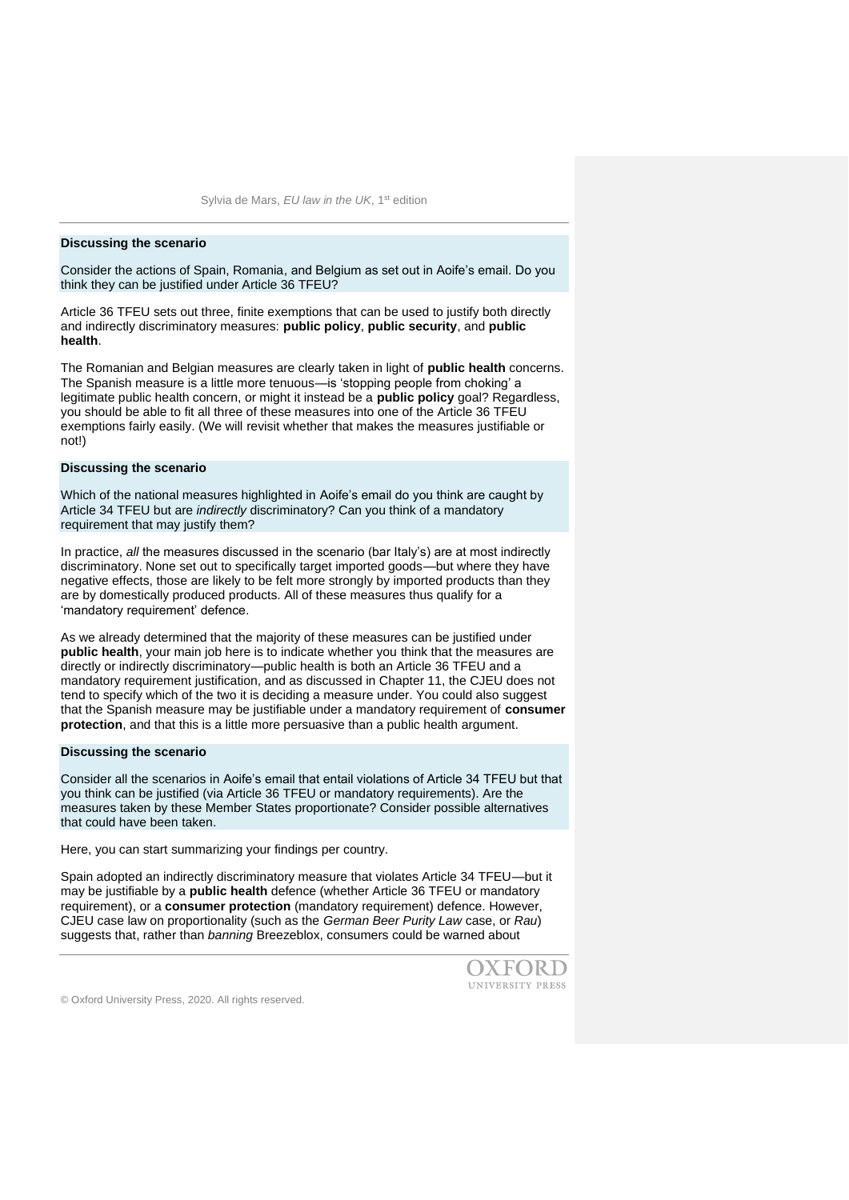**Discussing the scenario**

Consider the actions of Spain, Romania, and Belgium as set out in Aoife's email. Do you think they can be justified under Article 36 TFEU?

Article 36 TFEU sets out three, finite exemptions that can be used to justify both directly and indirectly discriminatory measures: **public policy**, **public security**, and **public health**.

The Romanian and Belgian measures are clearly taken in light of **public health** concerns. The Spanish measure is a little more tenuous—is 'stopping people from choking' a legitimate public health concern, or might it instead be a **public policy** goal? Regardless, you should be able to fit all three of these measures into one of the Article 36 TFEU exemptions fairly easily. (We will revisit whether that makes the measures justifiable or not!)

**Discussing the scenario**

Which of the national measures highlighted in Aoife's email do you think are caught by Article 34 TFEU but are *indirectly* discriminatory? Can you think of a mandatory requirement that may justify them?

In practice, *all* the measures discussed in the scenario (bar Italy's) are at most indirectly discriminatory. None set out to specifically target imported goods—but where they have negative effects, those are likely to be felt more strongly by imported products than they are by domestically produced products. All of these measures thus qualify for a 'mandatory requirement' defence.

As we already determined that the majority of these measures can be justified under **public health**, your main job here is to indicate whether you think that the measures are directly or indirectly discriminatory—public health is both an Article 36 TFEU and a mandatory requirement justification, and as discussed in Chapter 11, the CJEU does not tend to specify which of the two it is deciding a measure under. You could also suggest that the Spanish measure may be justifiable under a mandatory requirement of **consumer protection**, and that this is a little more persuasive than a public health argument.

**Discussing the scenario**

Consider all the scenarios in Aoife's email that entail violations of Article 34 TFEU but that you think can be justified (via Article 36 TFEU or mandatory requirements). Are the measures taken by these Member States proportionate? Consider possible alternatives that could have been taken.

Here, you can start summarizing your findings per country.

Spain adopted an indirectly discriminatory measure that violates Article 34 TFEU—but it may be justifiable by a **public health** defence (whether Article 36 TFEU or mandatory requirement), or a **consumer protection** (mandatory requirement) defence. However, CJEU case law on proportionality (such as the *German Beer Purity Law* case, or *Rau*) suggests that, rather than *banning* Breezeblox, consumers could be warned about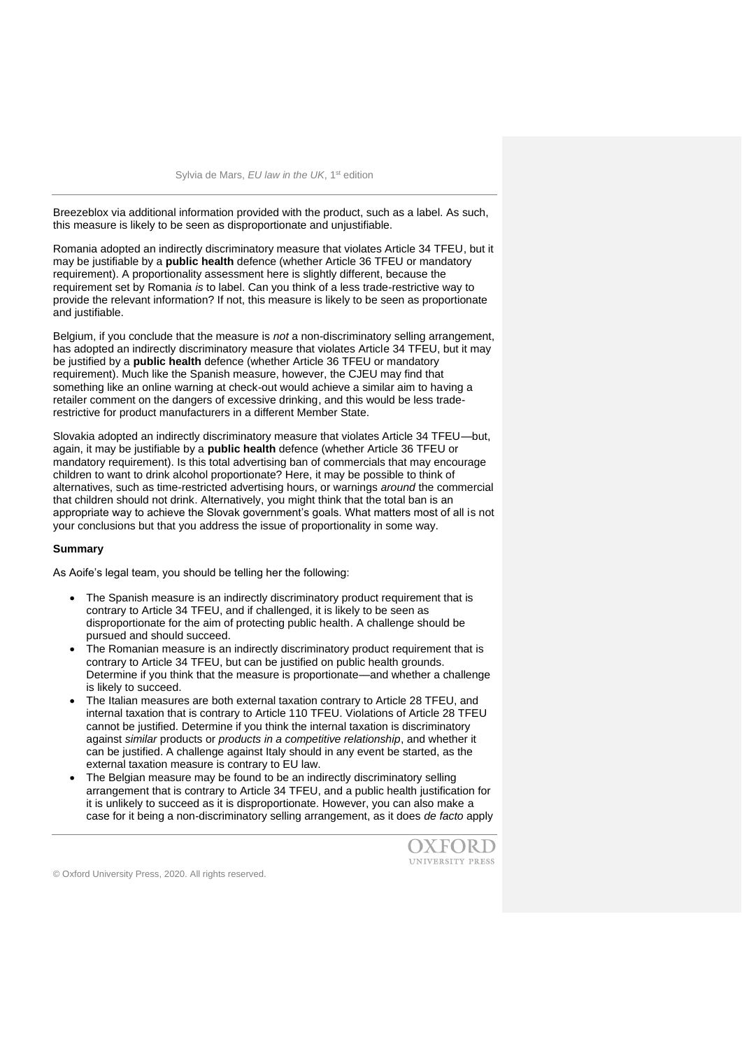Breezeblox via additional information provided with the product, such as a label. As such, this measure is likely to be seen as disproportionate and unjustifiable.

Romania adopted an indirectly discriminatory measure that violates Article 34 TFEU, but it may be justifiable by a **public health** defence (whether Article 36 TFEU or mandatory requirement). A proportionality assessment here is slightly different, because the requirement set by Romania *is* to label. Can you think of a less trade-restrictive way to provide the relevant information? If not, this measure is likely to be seen as proportionate and justifiable.

Belgium, if you conclude that the measure is *not* a non-discriminatory selling arrangement, has adopted an indirectly discriminatory measure that violates Article 34 TFEU, but it may be justified by a **public health** defence (whether Article 36 TFEU or mandatory requirement). Much like the Spanish measure, however, the CJEU may find that something like an online warning at check-out would achieve a similar aim to having a retailer comment on the dangers of excessive drinking, and this would be less trade-restrictive for product manufacturers in a different Member State.

Slovakia adopted an indirectly discriminatory measure that violates Article 34 TFEU—but, again, it may be justifiable by a **public health** defence (whether Article 36 TFEU or mandatory requirement). Is this total advertising ban of commercials that may encourage children to want to drink alcohol proportionate? Here, it may be possible to think of alternatives, such as time-restricted advertising hours, or warnings *around* the commercial that children should not drink. Alternatively, you might think that the total ban is an appropriate way to achieve the Slovak government's goals. What matters most of all is not your conclusions but that you address the issue of proportionality in some way.

**Summary**

As Aoife's legal team, you should be telling her the following:

- The Spanish measure is an indirectly discriminatory product requirement that is contrary to Article 34 TFEU, and if challenged, it is likely to be seen as disproportionate for the aim of protecting public health. A challenge should be pursued and should succeed.
- The Romanian measure is an indirectly discriminatory product requirement that is contrary to Article 34 TFEU, but can be justified on public health grounds. Determine if you think that the measure is proportionate—and whether a challenge is likely to succeed.
- The Italian measures are both external taxation contrary to Article 28 TFEU, and internal taxation that is contrary to Article 110 TFEU. Violations of Article 28 TFEU cannot be justified. Determine if you think the internal taxation is discriminatory against *similar* products or *products in a competitive relationship*, and whether it can be justified. A challenge against Italy should in any event be started, as the external taxation measure is contrary to EU law.
- The Belgian measure may be found to be an indirectly discriminatory selling arrangement that is contrary to Article 34 TFEU, and a public health justification for it is unlikely to succeed as it is disproportionate. However, you can also make a case for it being a non-discriminatory selling arrangement, as it does *de facto* apply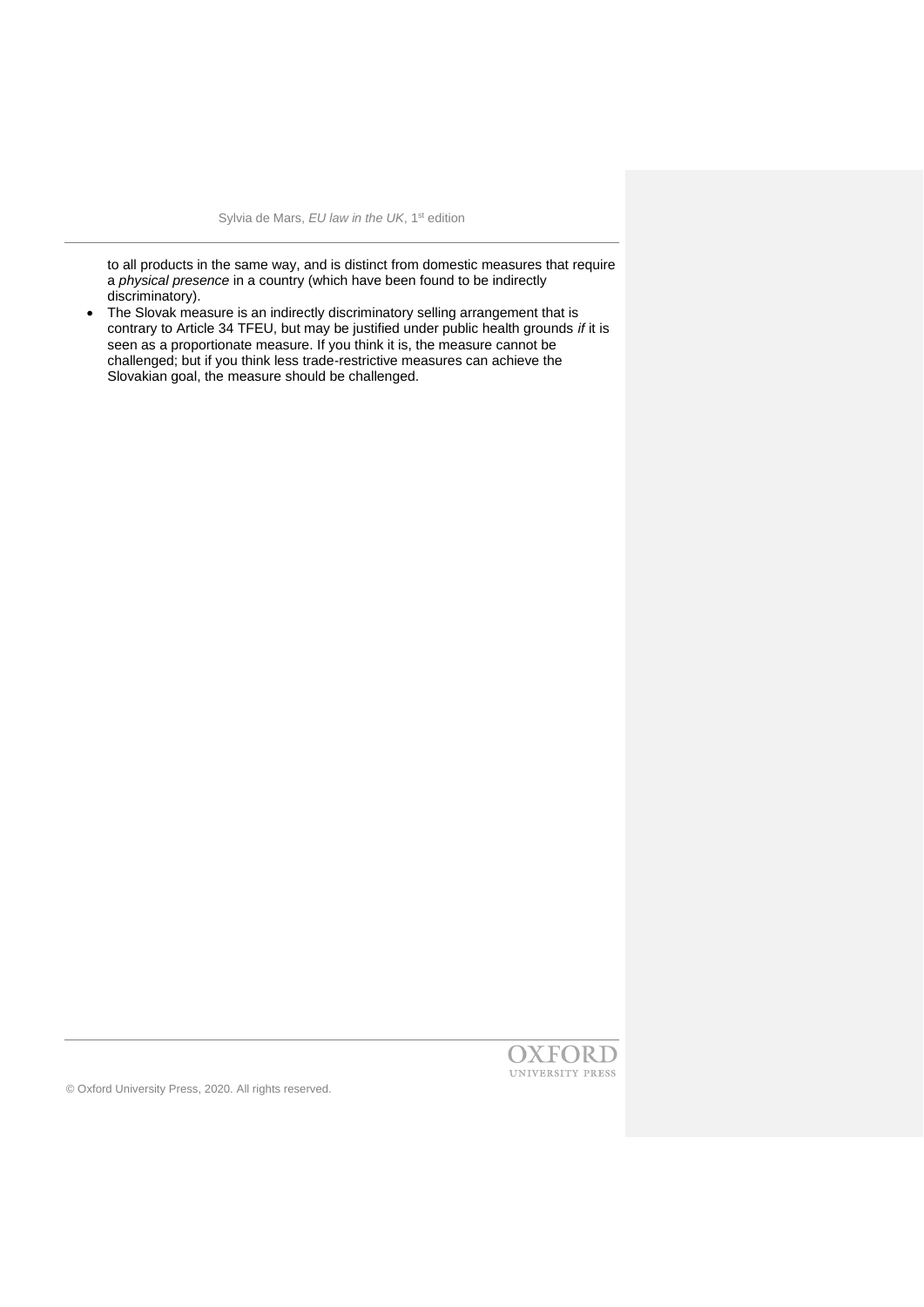to all products in the same way, and is distinct from domestic measures that require a *physical presence* in a country (which have been found to be indirectly discriminatory).

- The Slovak measure is an indirectly discriminatory selling arrangement that is contrary to Article 34 TFEU, but may be justified under public health grounds *if* it is seen as a proportionate measure. If you think it is, the measure cannot be challenged; but if you think less trade-restrictive measures can achieve the Slovakian goal, the measure should be challenged.